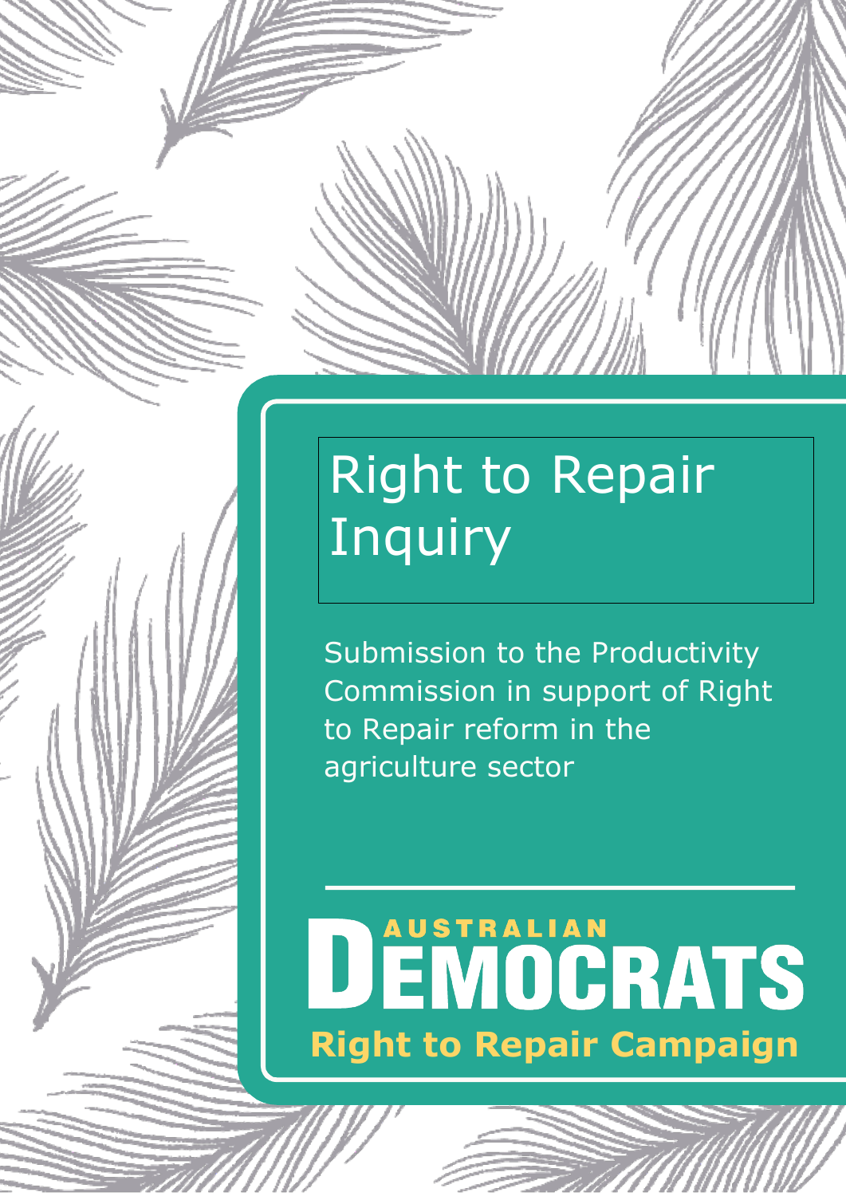# Right to Repair Inquiry

Submission to the Productivity Commission in support of Right to Repair reform in the agriculture sector

AUSTRALIAN DEMOCRATS

**Right to Repair Campaign**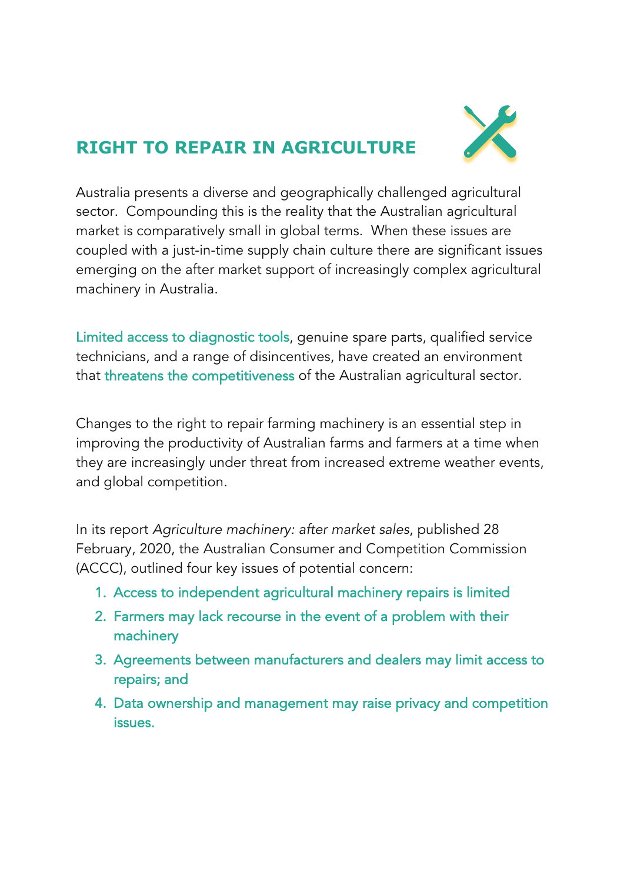## RIGHT TO REPAIR IN AGRICULTURE

Australia presents a diverse and geographically challenged agricultural sector. Compounding this is the reality that the Australian agricultural market is comparatively small in global terms. When these issues are coupled with a just-in-time supply chain culture there are significant issues emerging on the after market support of increasingly complex agricultural machinery in Australia.

Limited access to diagnostic tools, genuine spare parts, qualified service technicians, and a range of disincentives, have created an environment that threatens the competitiveness of the Australian agricultural sector.

Changes to the right to repair farming machinery is an essential step in improving the productivity of Australian farms and farmers at a time when they are increasingly under threat from increased extreme weather events, and global competition.

In its report *Agriculture machinery: after market sales*, published 28 February, 2020, the Australian Consumer and Competition Commission (ACCC), outlined four key issues of potential concern:

1. Access to independent agricultural machinery repairs is limited
2. Farmers may lack recourse in the event of a problem with their machinery
3. Agreements between manufacturers and dealers may limit access to repairs; and
4. Data ownership and management may raise privacy and competition issues.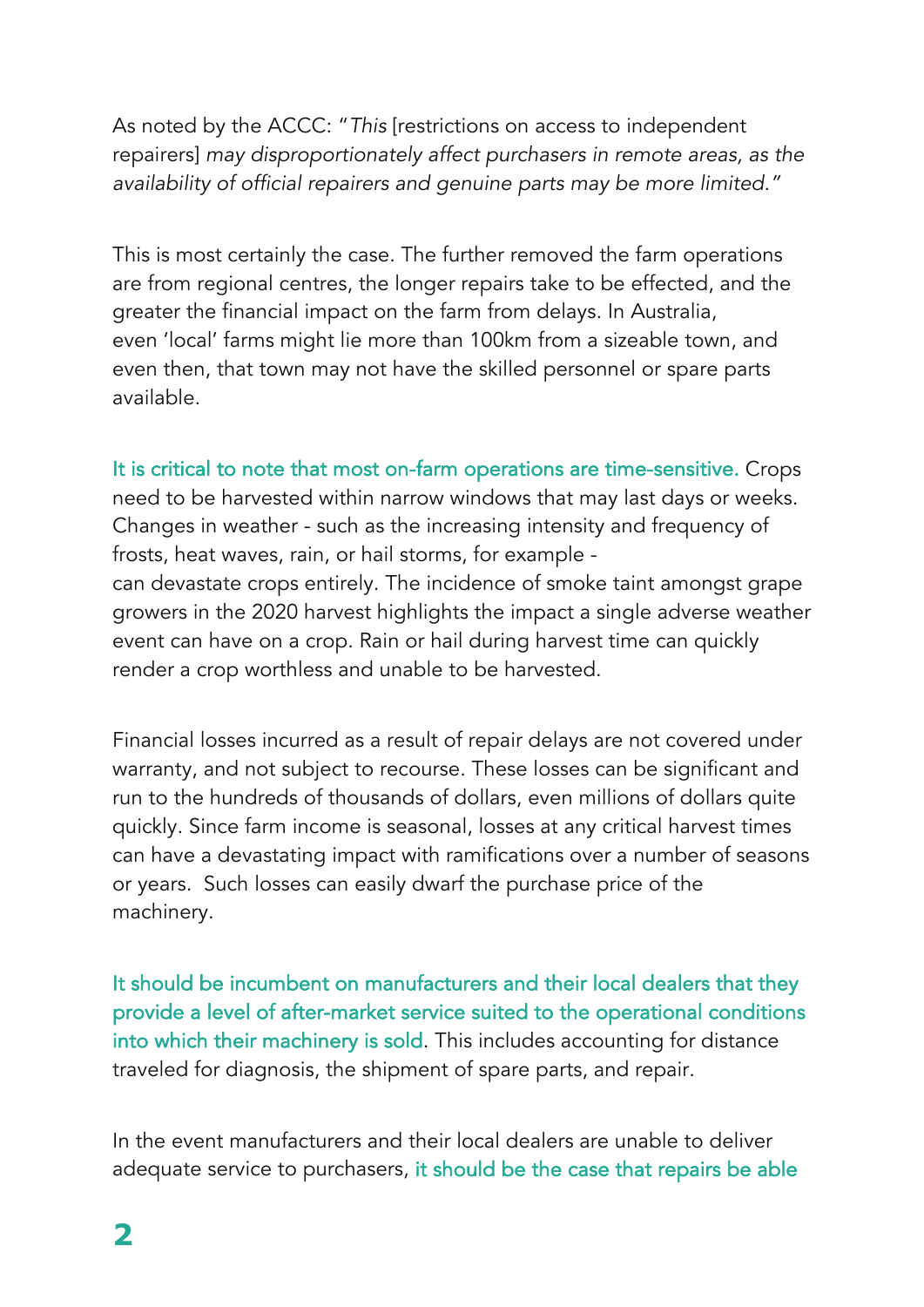As noted by the ACCC: "*This* [restrictions on access to independent repairers] *may disproportionately affect purchasers in remote areas, as the availability of official repairers and genuine parts may be more limited.*"

This is most certainly the case. The further removed the farm operations are from regional centres, the longer repairs take to be effected, and the greater the financial impact on the farm from delays. In Australia, even 'local' farms might lie more than 100km from a sizeable town, and even then, that town may not have the skilled personnel or spare parts available.

It is critical to note that most on-farm operations are time-sensitive. Crops need to be harvested within narrow windows that may last days or weeks. Changes in weather - such as the increasing intensity and frequency of frosts, heat waves, rain, or hail storms, for example - can devastate crops entirely. The incidence of smoke taint amongst grape growers in the 2020 harvest highlights the impact a single adverse weather event can have on a crop. Rain or hail during harvest time can quickly render a crop worthless and unable to be harvested.

Financial losses incurred as a result of repair delays are not covered under warranty, and not subject to recourse. These losses can be significant and run to the hundreds of thousands of dollars, even millions of dollars quite quickly. Since farm income is seasonal, losses at any critical harvest times can have a devastating impact with ramifications over a number of seasons or years. Such losses can easily dwarf the purchase price of the machinery.

It should be incumbent on manufacturers and their local dealers that they provide a level of after-market service suited to the operational conditions into which their machinery is sold. This includes accounting for distance traveled for diagnosis, the shipment of spare parts, and repair.

In the event manufacturers and their local dealers are unable to deliver adequate service to purchasers, it should be the case that repairs be able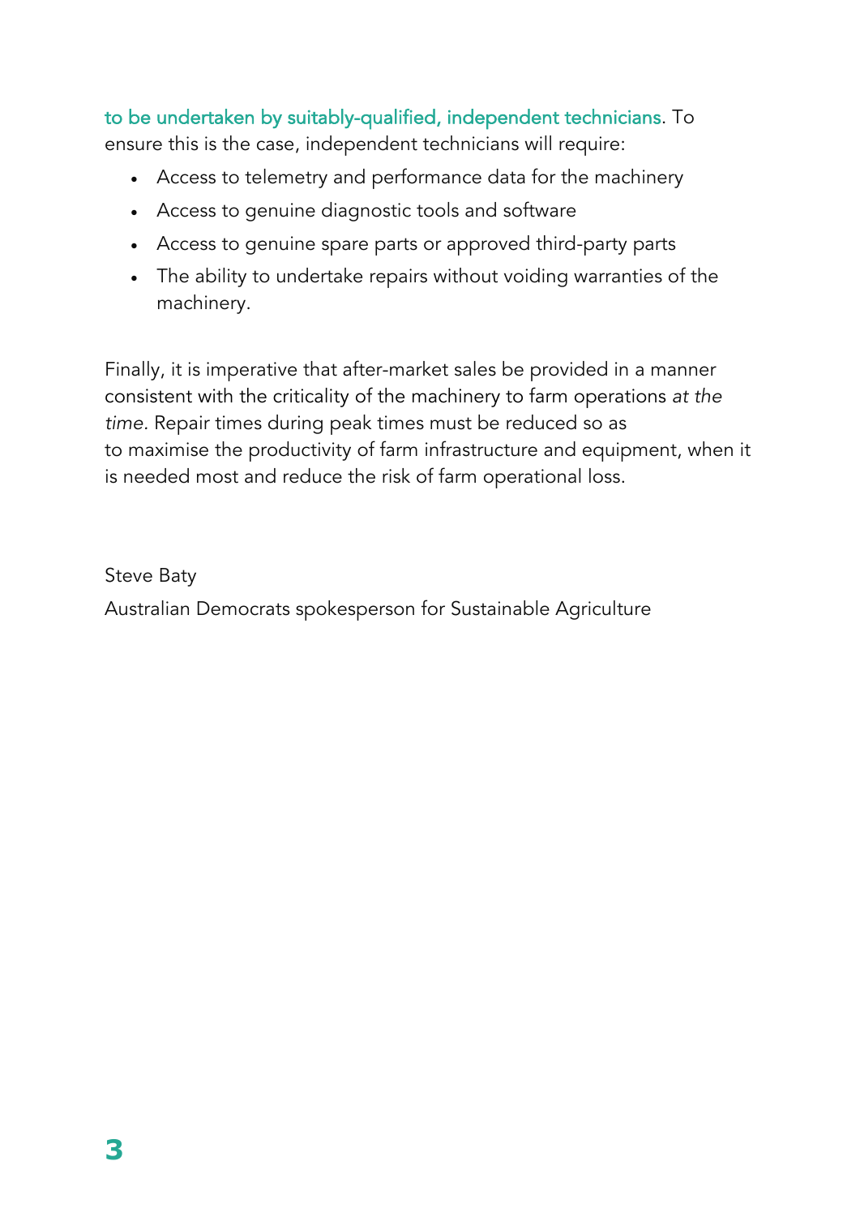to be undertaken by suitably-qualified, independent technicians. To ensure this is the case, independent technicians will require:

- Access to telemetry and performance data for the machinery
- Access to genuine diagnostic tools and software
- Access to genuine spare parts or approved third-party parts
- The ability to undertake repairs without voiding warranties of the machinery.

Finally, it is imperative that after-market sales be provided in a manner consistent with the criticality of the machinery to farm operations *at the time*. Repair times during peak times must be reduced so as to maximise the productivity of farm infrastructure and equipment, when it is needed most and reduce the risk of farm operational loss.

Steve Baty

Australian Democrats spokesperson for Sustainable Agriculture